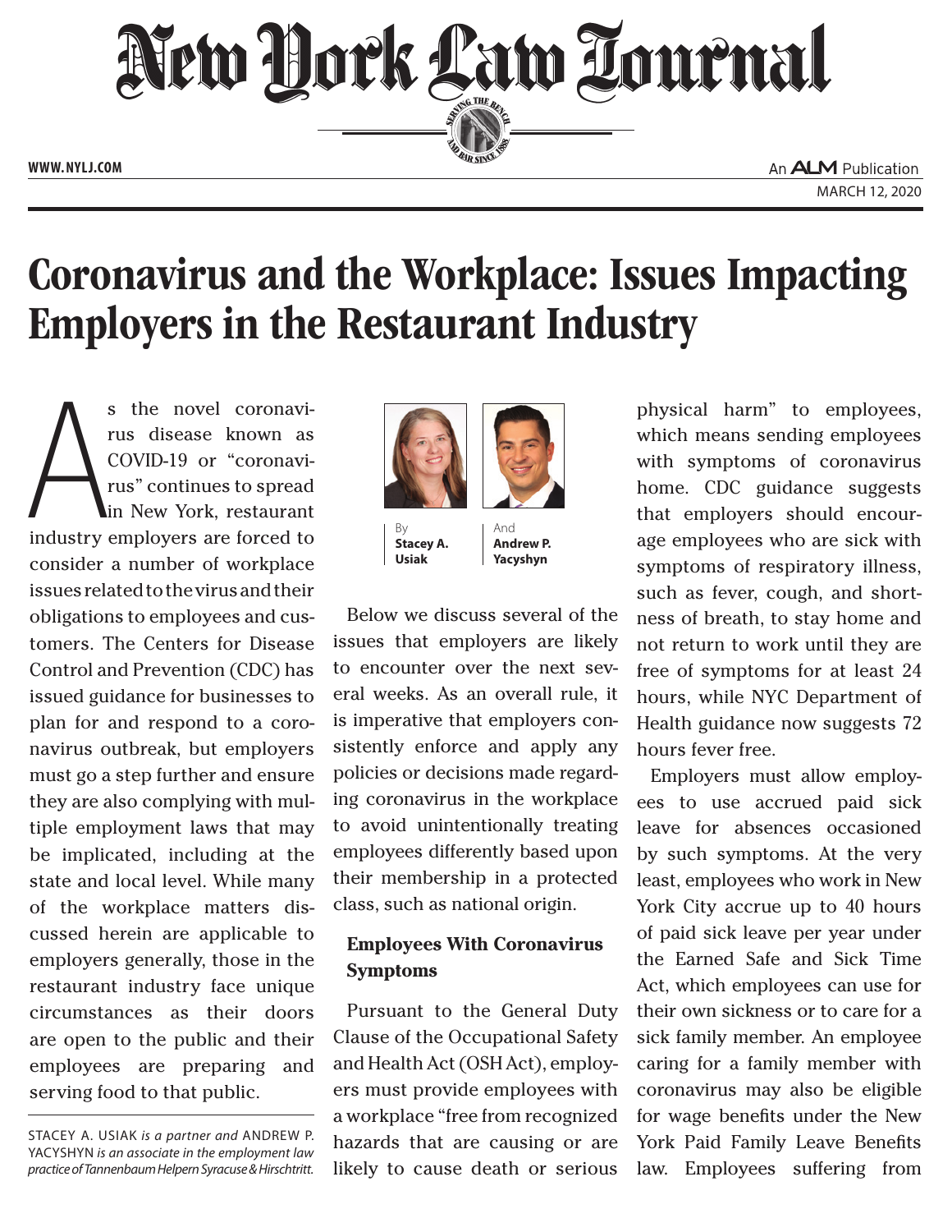# Coronavirus and the Workplace: Issues Impacting Employers in the Restaurant Industry

By **Stacey A. Usiak** And **Andrew P. Yacyshyn**

As the novel coronavirus disease known as COVID-19 or "coronavirus" continues to spread in New York, restaurant industry employers are forced to consider a number of workplace issues related to the virus and their obligations to employees and customers. The Centers for Disease Control and Prevention (CDC) has issued guidance for businesses to plan for and respond to a coronavirus outbreak, but employers must go a step further and ensure they are also complying with multiple employment laws that may be implicated, including at the state and local level. While many of the workplace matters discussed herein are applicable to employers generally, those in the restaurant industry face unique circumstances as their doors are open to the public and their employees are preparing and serving food to that public.

STACEY A. USIAK *is a partner and* ANDREW P. YACYSHYN *is an associate in the employment law practice of Tannenbaum Helpern Syracuse & Hirschtritt.*

Below we discuss several of the issues that employers are likely to encounter over the next several weeks. As an overall rule, it is imperative that employers consistently enforce and apply any policies or decisions made regarding coronavirus in the workplace to avoid unintentionally treating employees differently based upon their membership in a protected class, such as national origin.

### Employees With Coronavirus Symptoms

Pursuant to the General Duty Clause of the Occupational Safety and Health Act (OSH Act), employers must provide employees with a workplace "free from recognized hazards that are causing or are likely to cause death or serious physical harm" to employees, which means sending employees with symptoms of coronavirus home. CDC guidance suggests that employers should encourage employees who are sick with symptoms of respiratory illness, such as fever, cough, and shortness of breath, to stay home and not return to work until they are free of symptoms for at least 24 hours, while NYC Department of Health guidance now suggests 72 hours fever free.

Employers must allow employees to use accrued paid sick leave for absences occasioned by such symptoms. At the very least, employees who work in New York City accrue up to 40 hours of paid sick leave per year under the Earned Safe and Sick Time Act, which employees can use for their own sickness or to care for a sick family member. An employee caring for a family member with coronavirus may also be eligible for wage benefits under the New York Paid Family Leave Benefits law. Employees suffering from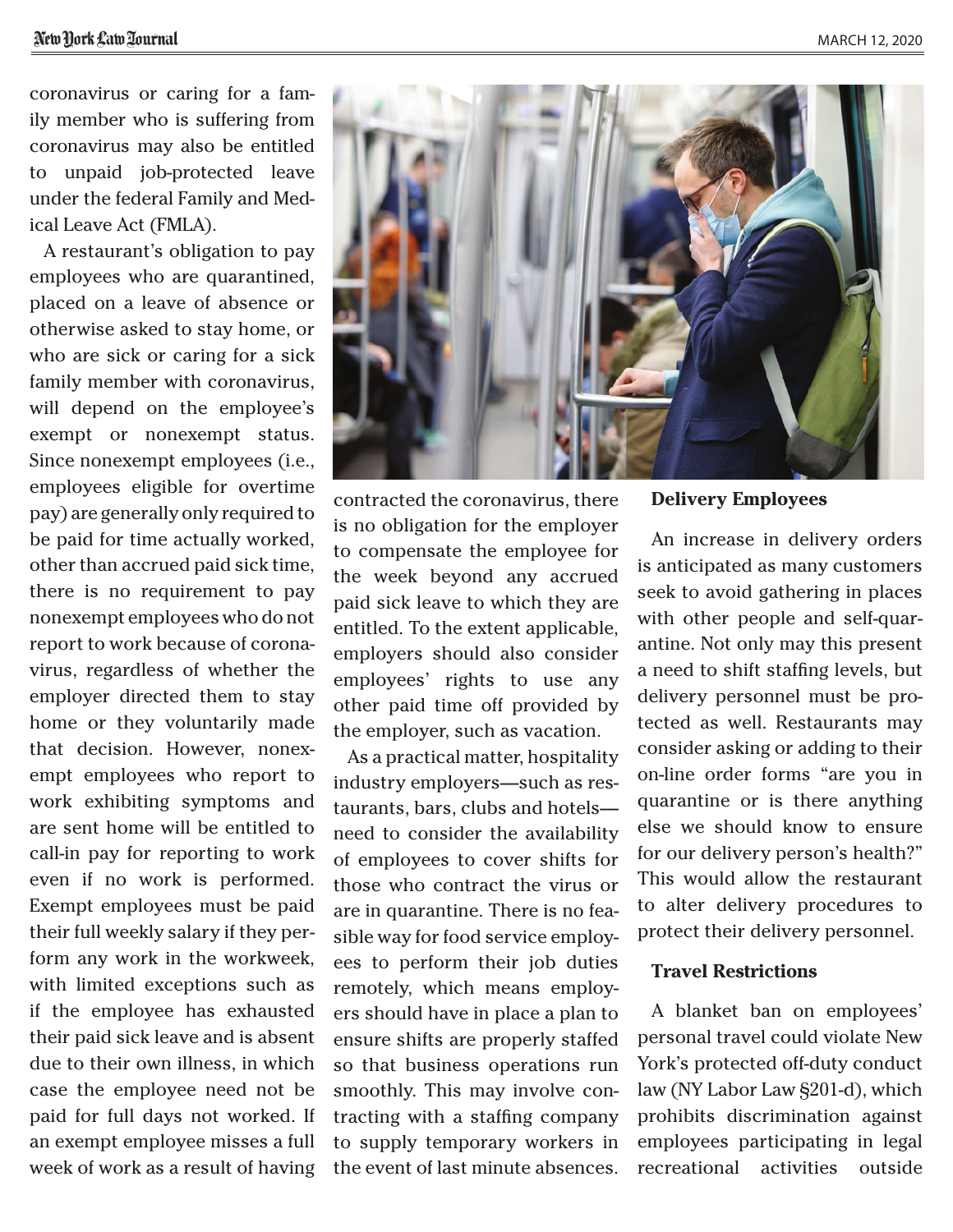coronavirus or caring for a family member who is suffering from coronavirus may also be entitled to unpaid job-protected leave under the federal Family and Medical Leave Act (FMLA).

A restaurant's obligation to pay employees who are quarantined, placed on a leave of absence or otherwise asked to stay home, or who are sick or caring for a sick family member with coronavirus, will depend on the employee's exempt or nonexempt status. Since nonexempt employees (i.e., employees eligible for overtime pay) are generally only required to be paid for time actually worked, other than accrued paid sick time, there is no requirement to pay nonexempt employees who do not report to work because of coronavirus, regardless of whether the employer directed them to stay home or they voluntarily made that decision. However, nonexempt employees who report to work exhibiting symptoms and are sent home will be entitled to call-in pay for reporting to work even if no work is performed. Exempt employees must be paid their full weekly salary if they perform any work in the workweek, with limited exceptions such as if the employee has exhausted their paid sick leave and is absent due to their own illness, in which case the employee need not be paid for full days not worked. If an exempt employee misses a full week of work as a result of having contracted the coronavirus, there is no obligation for the employer to compensate the employee for the week beyond any accrued paid sick leave to which they are entitled. To the extent applicable, employers should also consider employees' rights to use any other paid time off provided by the employer, such as vacation.

As a practical matter, hospitality industry employers—such as restaurants, bars, clubs and hotels—need to consider the availability of employees to cover shifts for those who contract the virus or are in quarantine. There is no feasible way for food service employees to perform their job duties remotely, which means employers should have in place a plan to ensure shifts are properly staffed so that business operations run smoothly. This may involve contracting with a staffing company to supply temporary workers in the event of last minute absences.

**Delivery Employees**

An increase in delivery orders is anticipated as many customers seek to avoid gathering in places with other people and self-quarantine. Not only may this present a need to shift staffing levels, but delivery personnel must be protected as well. Restaurants may consider asking or adding to their on-line order forms "are you in quarantine or is there anything else we should know to ensure for our delivery person's health?" This would allow the restaurant to alter delivery procedures to protect their delivery personnel.

**Travel Restrictions**

A blanket ban on employees' personal travel could violate New York's protected off-duty conduct law (NY Labor Law §201-d), which prohibits discrimination against employees participating in legal recreational activities outside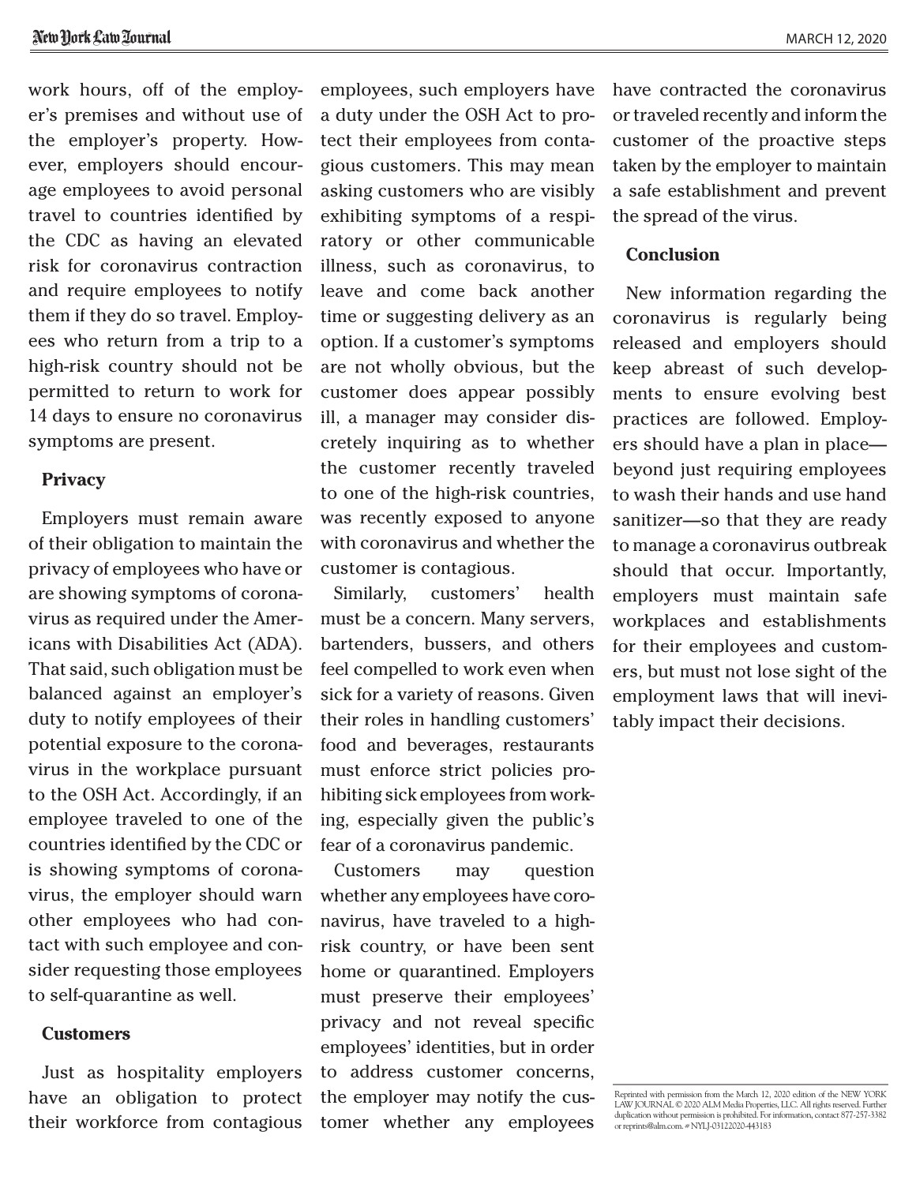work hours, off of the employer's premises and without use of the employer's property. However, employers should encourage employees to avoid personal travel to countries identified by the CDC as having an elevated risk for coronavirus contraction and require employees to notify them if they do so travel. Employees who return from a trip to a high-risk country should not be permitted to return to work for 14 days to ensure no coronavirus symptoms are present.

## Privacy

Employers must remain aware of their obligation to maintain the privacy of employees who have or are showing symptoms of coronavirus as required under the Americans with Disabilities Act (ADA). That said, such obligation must be balanced against an employer's duty to notify employees of their potential exposure to the coronavirus in the workplace pursuant to the OSH Act. Accordingly, if an employee traveled to one of the countries identified by the CDC or is showing symptoms of coronavirus, the employer should warn other employees who had contact with such employee and consider requesting those employees to self-quarantine as well.

## Customers

Just as hospitality employers have an obligation to protect their workforce from contagious employees, such employers have a duty under the OSH Act to protect their employees from contagious customers. This may mean asking customers who are visibly exhibiting symptoms of a respiratory or other communicable illness, such as coronavirus, to leave and come back another time or suggesting delivery as an option. If a customer's symptoms are not wholly obvious, but the customer does appear possibly ill, a manager may consider discretely inquiring as to whether the customer recently traveled to one of the high-risk countries, was recently exposed to anyone with coronavirus and whether the customer is contagious.

Similarly, customers' health must be a concern. Many servers, bartenders, bussers, and others feel compelled to work even when sick for a variety of reasons. Given their roles in handling customers' food and beverages, restaurants must enforce strict policies prohibiting sick employees from working, especially given the public's fear of a coronavirus pandemic.

Customers may question whether any employees have coronavirus, have traveled to a high-risk country, or have been sent home or quarantined. Employers must preserve their employees' privacy and not reveal specific employees' identities, but in order to address customer concerns, the employer may notify the customer whether any employees have contracted the coronavirus or traveled recently and inform the customer of the proactive steps taken by the employer to maintain a safe establishment and prevent the spread of the virus.

## Conclusion

New information regarding the coronavirus is regularly being released and employers should keep abreast of such developments to ensure evolving best practices are followed. Employers should have a plan in place—beyond just requiring employees to wash their hands and use hand sanitizer—so that they are ready to manage a coronavirus outbreak should that occur. Importantly, employers must maintain safe workplaces and establishments for their employees and customers, but must not lose sight of the employment laws that will inevitably impact their decisions.

Reprinted with permission from the March 12, 2020 edition of the NEW YORK LAW JOURNAL © 2020 ALM Media Properties, LLC. All rights reserved. Further duplication without permission is prohibited. For information, contact 877-257-3382 or reprints@alm.com. # NYLJ-03122020-443183